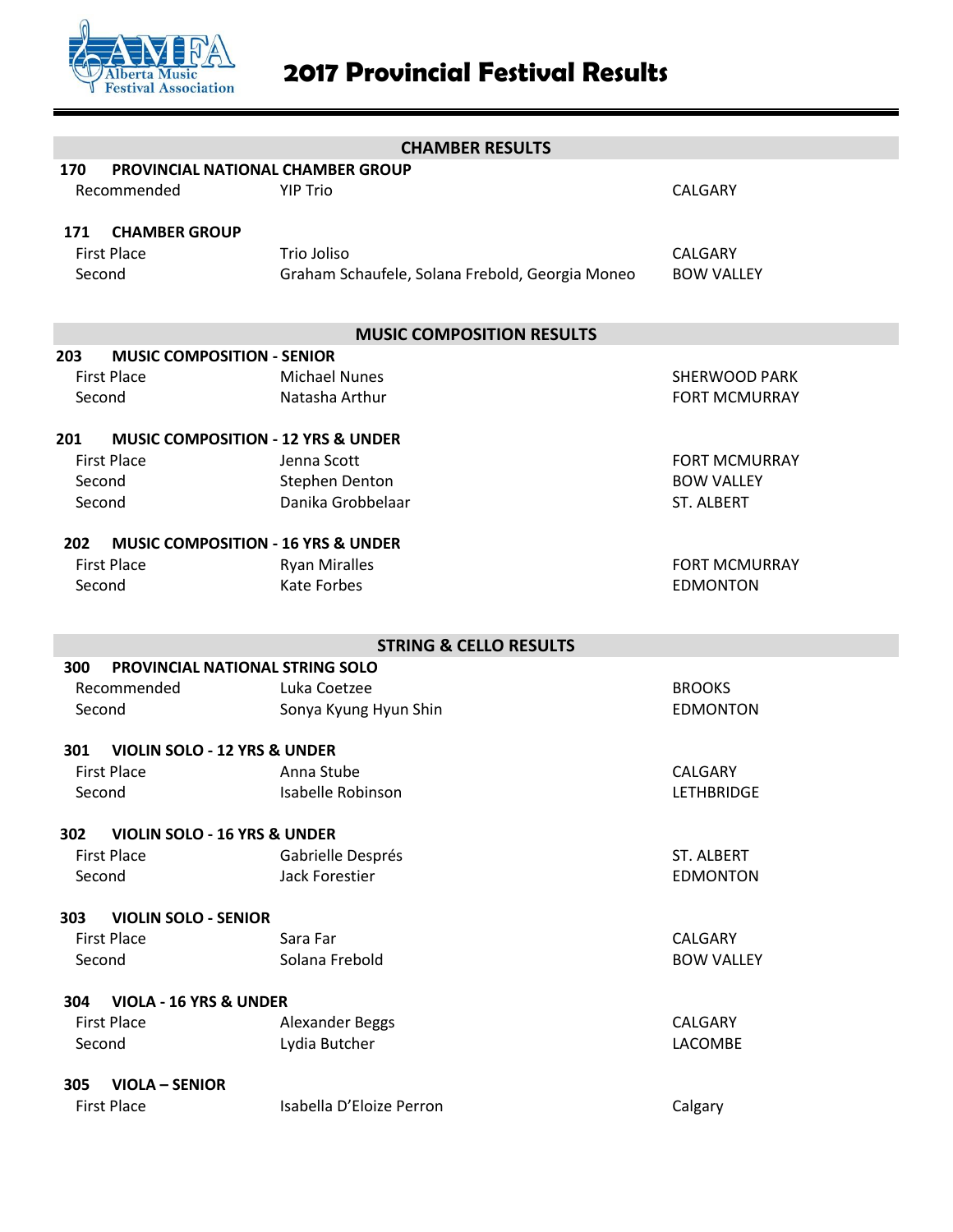# 2017 Provincial Festival Results

## CHAMBER RESULTS

### 170 PROVINCIAL NATIONAL CHAMBER GROUP

| | | |
|---|---|---|
| Recommended | YIP Trio | CALGARY |

### 171 CHAMBER GROUP

| | | |
|---|---|---|
| First Place | Trio Joliso | CALGARY |
| Second | Graham Schaufele, Solana Frebold, Georgia Moneo | BOW VALLEY |

## MUSIC COMPOSITION RESULTS

### 203 MUSIC COMPOSITION - SENIOR

| | | |
|---|---|---|
| First Place | Michael Nunes | SHERWOOD PARK |
| Second | Natasha Arthur | FORT MCMURRAY |

### 201 MUSIC COMPOSITION - 12 YRS & UNDER

| | | |
|---|---|---|
| First Place | Jenna Scott | FORT MCMURRAY |
| Second | Stephen Denton | BOW VALLEY |
| Second | Danika Grobbelaar | ST. ALBERT |

### 202 MUSIC COMPOSITION - 16 YRS & UNDER

| | | |
|---|---|---|
| First Place | Ryan Miralles | FORT MCMURRAY |
| Second | Kate Forbes | EDMONTON |

## STRING & CELLO RESULTS

### 300 PROVINCIAL NATIONAL STRING SOLO

| | | |
|---|---|---|
| Recommended | Luka Coetzee | BROOKS |
| Second | Sonya Kyung Hyun Shin | EDMONTON |

### 301 VIOLIN SOLO - 12 YRS & UNDER

| | | |
|---|---|---|
| First Place | Anna Stube | CALGARY |
| Second | Isabelle Robinson | LETHBRIDGE |

### 302 VIOLIN SOLO - 16 YRS & UNDER

| | | |
|---|---|---|
| First Place | Gabrielle Després | ST. ALBERT |
| Second | Jack Forestier | EDMONTON |

### 303 VIOLIN SOLO - SENIOR

| | | |
|---|---|---|
| First Place | Sara Far | CALGARY |
| Second | Solana Frebold | BOW VALLEY |

### 304 VIOLA - 16 YRS & UNDER

| | | |
|---|---|---|
| First Place | Alexander Beggs | CALGARY |
| Second | Lydia Butcher | LACOMBE |

### 305 VIOLA – SENIOR

| | | |
|---|---|---|
| First Place | Isabella D'Eloize Perron | Calgary |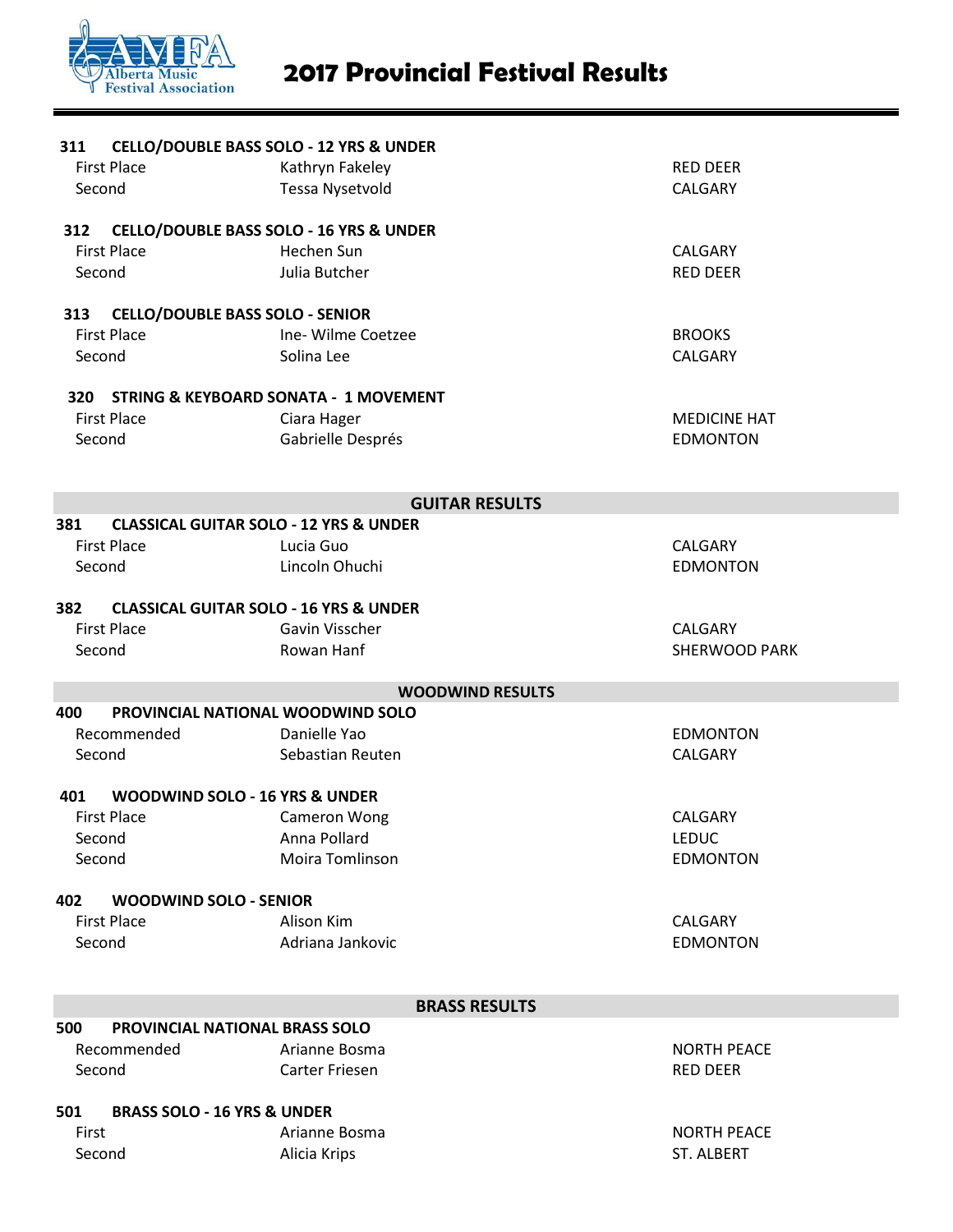# 2017 Provincial Festival Results

### 311 CELLO/DOUBLE BASS SOLO - 12 YRS & UNDER

| | | |
|---|---|---|
| First Place | Kathryn Fakeley | RED DEER |
| Second | Tessa Nysetvold | CALGARY |

### 312 CELLO/DOUBLE BASS SOLO - 16 YRS & UNDER

| | | |
|---|---|---|
| First Place | Hechen Sun | CALGARY |
| Second | Julia Butcher | RED DEER |

### 313 CELLO/DOUBLE BASS SOLO - SENIOR

| | | |
|---|---|---|
| First Place | Ine- Wilme Coetzee | BROOKS |
| Second | Solina Lee | CALGARY |

### 320 STRING & KEYBOARD SONATA - 1 MOVEMENT

| | | |
|---|---|---|
| First Place | Ciara Hager | MEDICINE HAT |
| Second | Gabrielle Després | EDMONTON |

## GUITAR RESULTS

### 381 CLASSICAL GUITAR SOLO - 12 YRS & UNDER

| | | |
|---|---|---|
| First Place | Lucia Guo | CALGARY |
| Second | Lincoln Ohuchi | EDMONTON |

### 382 CLASSICAL GUITAR SOLO - 16 YRS & UNDER

| | | |
|---|---|---|
| First Place | Gavin Visscher | CALGARY |
| Second | Rowan Hanf | SHERWOOD PARK |

## WOODWIND RESULTS

### 400 PROVINCIAL NATIONAL WOODWIND SOLO

| | | |
|---|---|---|
| Recommended | Danielle Yao | EDMONTON |
| Second | Sebastian Reuten | CALGARY |

### 401 WOODWIND SOLO - 16 YRS & UNDER

| | | |
|---|---|---|
| First Place | Cameron Wong | CALGARY |
| Second | Anna Pollard | LEDUC |
| Second | Moira Tomlinson | EDMONTON |

### 402 WOODWIND SOLO - SENIOR

| | | |
|---|---|---|
| First Place | Alison Kim | CALGARY |
| Second | Adriana Jankovic | EDMONTON |

## BRASS RESULTS

### 500 PROVINCIAL NATIONAL BRASS SOLO

| | | |
|---|---|---|
| Recommended | Arianne Bosma | NORTH PEACE |
| Second | Carter Friesen | RED DEER |

### 501 BRASS SOLO - 16 YRS & UNDER

| | | |
|---|---|---|
| First | Arianne Bosma | NORTH PEACE |
| Second | Alicia Krips | ST. ALBERT |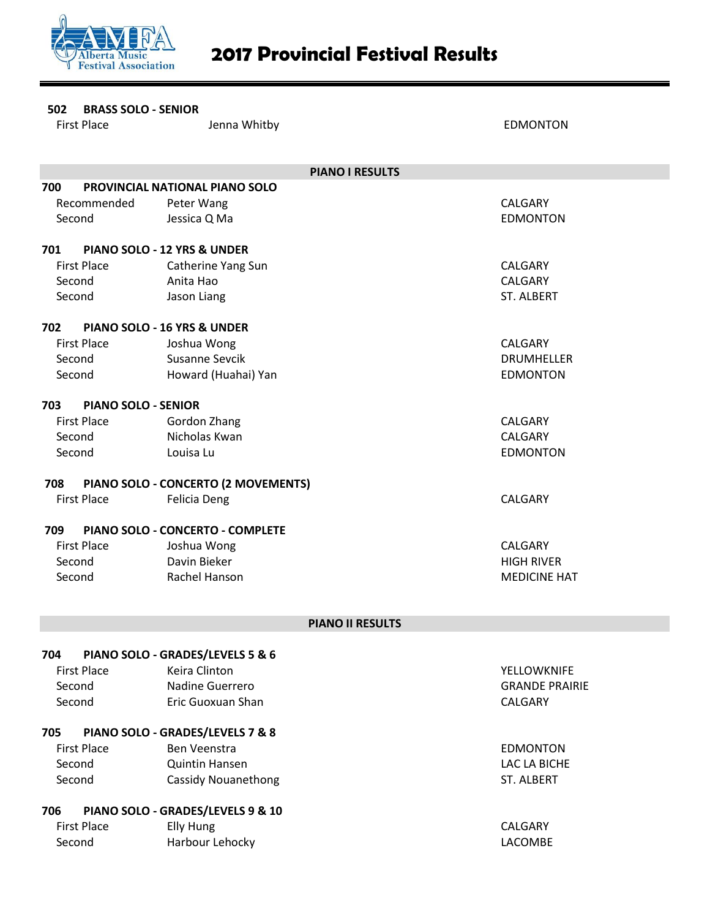# 2017 Provincial Festival Results

Alberta Music Festival Association

## 502 BRASS SOLO - SENIOR

| | | |
|---|---|---|
| First Place | Jenna Whitby | EDMONTON |

## PIANO I RESULTS

### 700 PROVINCIAL NATIONAL PIANO SOLO

| | | |
|---|---|---|
| Recommended | Peter Wang | CALGARY |
| Second | Jessica Q Ma | EDMONTON |

### 701 PIANO SOLO - 12 YRS & UNDER

| | | |
|---|---|---|
| First Place | Catherine Yang Sun | CALGARY |
| Second | Anita Hao | CALGARY |
| Second | Jason Liang | ST. ALBERT |

### 702 PIANO SOLO - 16 YRS & UNDER

| | | |
|---|---|---|
| First Place | Joshua Wong | CALGARY |
| Second | Susanne Sevcik | DRUMHELLER |
| Second | Howard (Huahai) Yan | EDMONTON |

### 703 PIANO SOLO - SENIOR

| | | |
|---|---|---|
| First Place | Gordon Zhang | CALGARY |
| Second | Nicholas Kwan | CALGARY |
| Second | Louisa Lu | EDMONTON |

### 708 PIANO SOLO - CONCERTO (2 MOVEMENTS)

| | | |
|---|---|---|
| First Place | Felicia Deng | CALGARY |

### 709 PIANO SOLO - CONCERTO - COMPLETE

| | | |
|---|---|---|
| First Place | Joshua Wong | CALGARY |
| Second | Davin Bieker | HIGH RIVER |
| Second | Rachel Hanson | MEDICINE HAT |

## PIANO II RESULTS

### 704 PIANO SOLO - GRADES/LEVELS 5 & 6

| | | |
|---|---|---|
| First Place | Keira Clinton | YELLOWKNIFE |
| Second | Nadine Guerrero | GRANDE PRAIRIE |
| Second | Eric Guoxuan Shan | CALGARY |

### 705 PIANO SOLO - GRADES/LEVELS 7 & 8

| | | |
|---|---|---|
| First Place | Ben Veenstra | EDMONTON |
| Second | Quintin Hansen | LAC LA BICHE |
| Second | Cassidy Nouanethong | ST. ALBERT |

### 706 PIANO SOLO - GRADES/LEVELS 9 & 10

| | | |
|---|---|---|
| First Place | Elly Hung | CALGARY |
| Second | Harbour Lehocky | LACOMBE |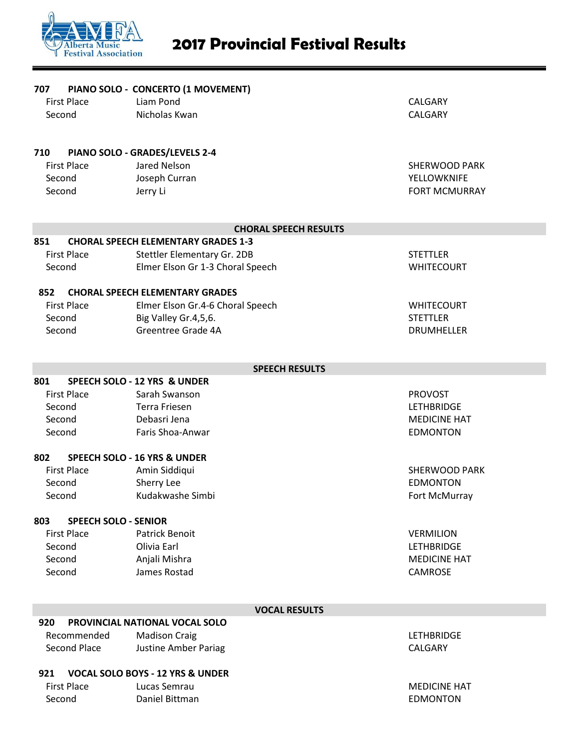# 2017 Provincial Festival Results

### 707 PIANO SOLO - CONCERTO (1 MOVEMENT)

| | | |
|---|---|---|
| First Place | Liam Pond | CALGARY |
| Second | Nicholas Kwan | CALGARY |

### 710 PIANO SOLO - GRADES/LEVELS 2-4

| | | |
|---|---|---|
| First Place | Jared Nelson | SHERWOOD PARK |
| Second | Joseph Curran | YELLOWKNIFE |
| Second | Jerry Li | FORT MCMURRAY |

## CHORAL SPEECH RESULTS

### 851 CHORAL SPEECH ELEMENTARY GRADES 1-3

| | | |
|---|---|---|
| First Place | Stettler Elementary Gr. 2DB | STETTLER |
| Second | Elmer Elson Gr 1-3 Choral Speech | WHITECOURT |

### 852 CHORAL SPEECH ELEMENTARY GRADES

| | | |
|---|---|---|
| First Place | Elmer Elson Gr.4-6 Choral Speech | WHITECOURT |
| Second | Big Valley Gr.4,5,6. | STETTLER |
| Second | Greentree Grade 4A | DRUMHELLER |

## SPEECH RESULTS

### 801 SPEECH SOLO - 12 YRS & UNDER

| | | |
|---|---|---|
| First Place | Sarah Swanson | PROVOST |
| Second | Terra Friesen | LETHBRIDGE |
| Second | Debasri Jena | MEDICINE HAT |
| Second | Faris Shoa-Anwar | EDMONTON |

### 802 SPEECH SOLO - 16 YRS & UNDER

| | | |
|---|---|---|
| First Place | Amin Siddiqui | SHERWOOD PARK |
| Second | Sherry Lee | EDMONTON |
| Second | Kudakwashe Simbi | Fort McMurray |

### 803 SPEECH SOLO - SENIOR

| | | |
|---|---|---|
| First Place | Patrick Benoit | VERMILION |
| Second | Olivia Earl | LETHBRIDGE |
| Second | Anjali Mishra | MEDICINE HAT |
| Second | James Rostad | CAMROSE |

## VOCAL RESULTS

### 920 PROVINCIAL NATIONAL VOCAL SOLO

| | | |
|---|---|---|
| Recommended | Madison Craig | LETHBRIDGE |
| Second Place | Justine Amber Pariag | CALGARY |

### 921 VOCAL SOLO BOYS - 12 YRS & UNDER

| | | |
|---|---|---|
| First Place | Lucas Semrau | MEDICINE HAT |
| Second | Daniel Bittman | EDMONTON |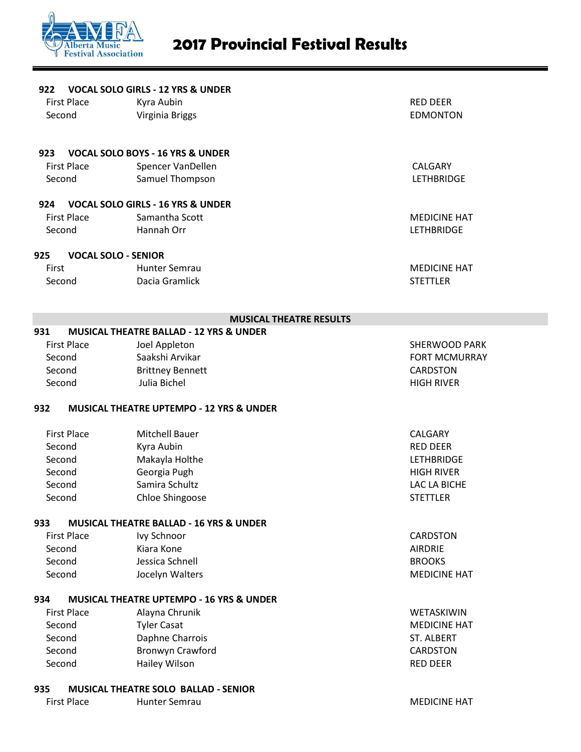# 2017 Provincial Festival Results

### 922 VOCAL SOLO GIRLS - 12 YRS & UNDER

| | | |
|---|---|---|
| First Place | Kyra Aubin | RED DEER |
| Second | Virginia Briggs | EDMONTON |

### 923 VOCAL SOLO BOYS - 16 YRS & UNDER

| | | |
|---|---|---|
| First Place | Spencer VanDellen | CALGARY |
| Second | Samuel Thompson | LETHBRIDGE |

### 924 VOCAL SOLO GIRLS - 16 YRS & UNDER

| | | |
|---|---|---|
| First Place | Samantha Scott | MEDICINE HAT |
| Second | Hannah Orr | LETHBRIDGE |

### 925 VOCAL SOLO - SENIOR

| | | |
|---|---|---|
| First | Hunter Semrau | MEDICINE HAT |
| Second | Dacia Gramlick | STETTLER |

## MUSICAL THEATRE RESULTS

### 931 MUSICAL THEATRE BALLAD - 12 YRS & UNDER

| | | |
|---|---|---|
| First Place | Joel Appleton | SHERWOOD PARK |
| Second | Saakshi Arvikar | FORT MCMURRAY |
| Second | Brittney Bennett | CARDSTON |
| Second | Julia Bichel | HIGH RIVER |

### 932 MUSICAL THEATRE UPTEMPO - 12 YRS & UNDER

| | | |
|---|---|---|
| First Place | Mitchell Bauer | CALGARY |
| Second | Kyra Aubin | RED DEER |
| Second | Makayla Holthe | LETHBRIDGE |
| Second | Georgia Pugh | HIGH RIVER |
| Second | Samira Schultz | LAC LA BICHE |
| Second | Chloe Shingoose | STETTLER |

### 933 MUSICAL THEATRE BALLAD - 16 YRS & UNDER

| | | |
|---|---|---|
| First Place | Ivy Schnoor | CARDSTON |
| Second | Kiara Kone | AIRDRIE |
| Second | Jessica Schnell | BROOKS |
| Second | Jocelyn Walters | MEDICINE HAT |

### 934 MUSICAL THEATRE UPTEMPO - 16 YRS & UNDER

| | | |
|---|---|---|
| First Place | Alayna Chrunik | WETASKIWIN |
| Second | Tyler Casat | MEDICINE HAT |
| Second | Daphne Charrois | ST. ALBERT |
| Second | Bronwyn Crawford | CARDSTON |
| Second | Hailey Wilson | RED DEER |

### 935 MUSICAL THEATRE SOLO BALLAD - SENIOR

| | | |
|---|---|---|
| First Place | Hunter Semrau | MEDICINE HAT |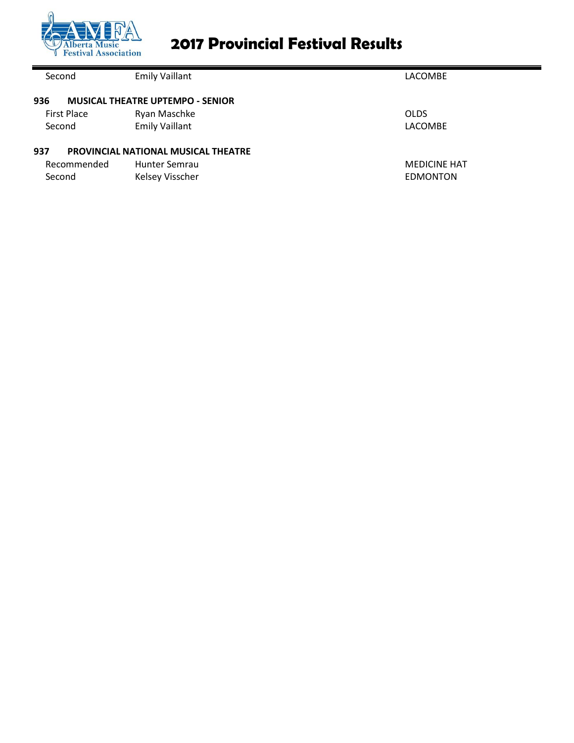| | | |
|---|---|---|
| Second | Emily Vaillant | LACOMBE |

**936 MUSICAL THEATRE UPTEMPO - SENIOR**

| | | |
|---|---|---|
| First Place | Ryan Maschke | OLDS |
| Second | Emily Vaillant | LACOMBE |

**937 PROVINCIAL NATIONAL MUSICAL THEATRE**

| | | |
|---|---|---|
| Recommended | Hunter Semrau | MEDICINE HAT |
| Second | Kelsey Visscher | EDMONTON |